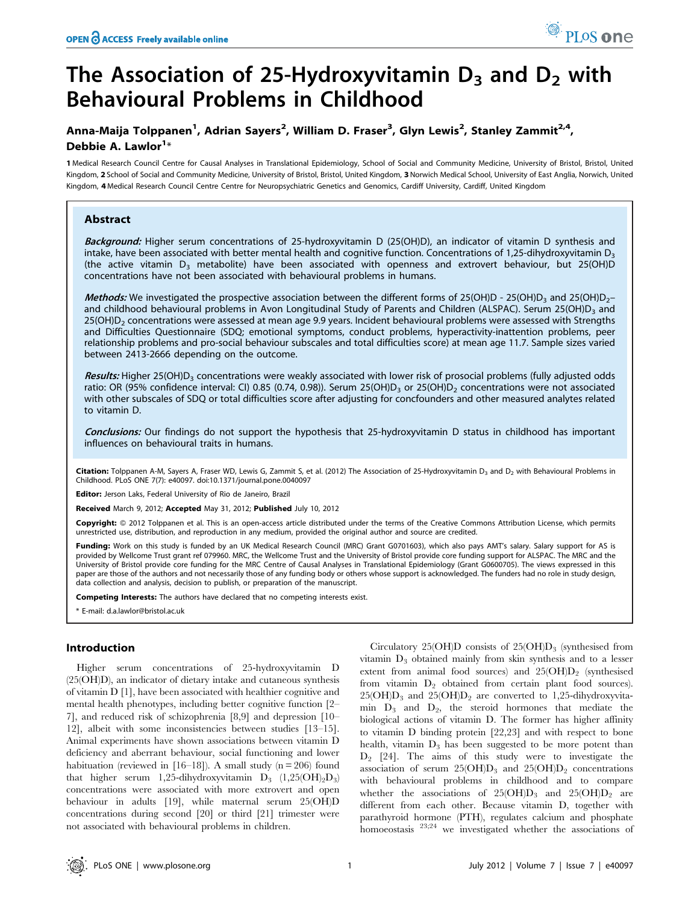# The Association of 25-Hydroxyvitamin $D_3$ and $D_2$ with Behavioural Problems in Childhood

**Anna-Maija Tolppanen[1], Adrian Sayers[2], William D. Fraser[3], Glyn Lewis[2], Stanley Zammit[2,4], Debbie A. Lawlor[1]***

1 Medical Research Council Centre for Causal Analyses in Translational Epidemiology, School of Social and Community Medicine, University of Bristol, Bristol, United Kingdom, 2 School of Social and Community Medicine, University of Bristol, Bristol, United Kingdom, 3 Norwich Medical School, University of East Anglia, Norwich, United Kingdom, 4 Medical Research Council Centre Centre for Neuropsychiatric Genetics and Genomics, Cardiff University, Cardiff, United Kingdom

## Abstract

***Background:*** Higher serum concentrations of 25-hydroxyvitamin D (25(OH)D), an indicator of vitamin D synthesis and intake, have been associated with better mental health and cognitive function. Concentrations of 1,25-dihydroxyvitamin $D_3$ (the active vitamin $D_3$ metabolite) have been associated with openness and extrovert behaviour, but 25(OH)D concentrations have not been associated with behavioural problems in humans.

***Methods:*** We investigated the prospective association between the different forms of 25(OH)D - 25(OH)$D_3$ and 25(OH)$D_2$– and childhood behavioural problems in Avon Longitudinal Study of Parents and Children (ALSPAC). Serum 25(OH)$D_3$ and 25(OH)$D_2$ concentrations were assessed at mean age 9.9 years. Incident behavioural problems were assessed with Strengths and Difficulties Questionnaire (SDQ; emotional symptoms, conduct problems, hyperactivity-inattention problems, peer relationship problems and pro-social behaviour subscales and total difficulties score) at mean age 11.7. Sample sizes varied between 2413-2666 depending on the outcome.

***Results:*** Higher 25(OH)$D_3$ concentrations were weakly associated with lower risk of prosocial problems (fully adjusted odds ratio: OR (95% confidence interval: CI) 0.85 (0.74, 0.98)). Serum 25(OH)$D_3$ or 25(OH)$D_2$ concentrations were not associated with other subscales of SDQ or total difficulties score after adjusting for concfounders and other measured analytes related to vitamin D.

***Conclusions:*** Our findings do not support the hypothesis that 25-hydroxyvitamin D status in childhood has important influences on behavioural traits in humans.

**Citation:** Tolppanen A-M, Sayers A, Fraser WD, Lewis G, Zammit S, et al. (2012) The Association of 25-Hydroxyvitamin $D_3$ and $D_2$ with Behavioural Problems in Childhood. PLoS ONE 7(7): e40097. doi:10.1371/journal.pone.0040097

**Editor:** Jerson Laks, Federal University of Rio de Janeiro, Brazil

**Received** March 9, 2012; **Accepted** May 31, 2012; **Published** July 10, 2012

**Copyright:** © 2012 Tolppanen et al. This is an open-access article distributed under the terms of the Creative Commons Attribution License, which permits unrestricted use, distribution, and reproduction in any medium, provided the original author and source are credited.

**Funding:** Work on this study is funded by an UK Medical Research Council (MRC) Grant G0701603), which also pays AMT's salary. Salary support for AS is provided by Wellcome Trust grant ref 079960. MRC, the Wellcome Trust and the University of Bristol provide core funding support for ALSPAC. The MRC and the University of Bristol provide core funding for the MRC Centre of Causal Analyses in Translational Epidemiology (Grant G0600705). The views expressed in this paper are those of the authors and not necessarily those of any funding body or others whose support is acknowledged. The funders had no role in study design, data collection and analysis, decision to publish, or preparation of the manuscript.

**Competing Interests:** The authors have declared that no competing interests exist.

\* E-mail: d.a.lawlor@bristol.ac.uk

## Introduction

Higher serum concentrations of 25-hydroxyvitamin D (25(OH)D), an indicator of dietary intake and cutaneous synthesis of vitamin D [1], have been associated with healthier cognitive and mental health phenotypes, including better cognitive function [2–7], and reduced risk of schizophrenia [8,9] and depression [10–12], albeit with some inconsistencies between studies [13–15]. Animal experiments have shown associations between vitamin D deficiency and aberrant behaviour, social functioning and lower habituation (reviewed in [16–18]). A small study (n = 206) found that higher serum 1,25-dihydroxyvitamin $D_3$ (1,25$(OH)_2D_3$) concentrations were associated with more extrovert and open behaviour in adults [19], while maternal serum 25(OH)D concentrations during second [20] or third [21] trimester were not associated with behavioural problems in children.

Circulatory 25(OH)D consists of 25(OH)$D_3$ (synthesised from vitamin $D_3$ obtained mainly from skin synthesis and to a lesser extent from animal food sources) and 25(OH)$D_2$ (synthesised from vitamin $D_2$ obtained from certain plant food sources). 25(OH)$D_3$ and 25(OH)$D_2$ are converted to 1,25-dihydroxyvitamin $D_3$ and $D_2$, the steroid hormones that mediate the biological actions of vitamin D. The former has higher affinity to vitamin D binding protein [22,23] and with respect to bone health, vitamin $D_3$ has been suggested to be more potent than $D_2$ [24]. The aims of this study were to investigate the association of serum 25(OH)$D_3$ and 25(OH)$D_2$ concentrations with behavioural problems in childhood and to compare whether the associations of 25(OH)$D_3$ and 25(OH)$D_2$ are different from each other. Because vitamin D, together with parathyroid hormone (PTH), regulates calcium and phosphate homoeostasis [23;24] we investigated whether the associations of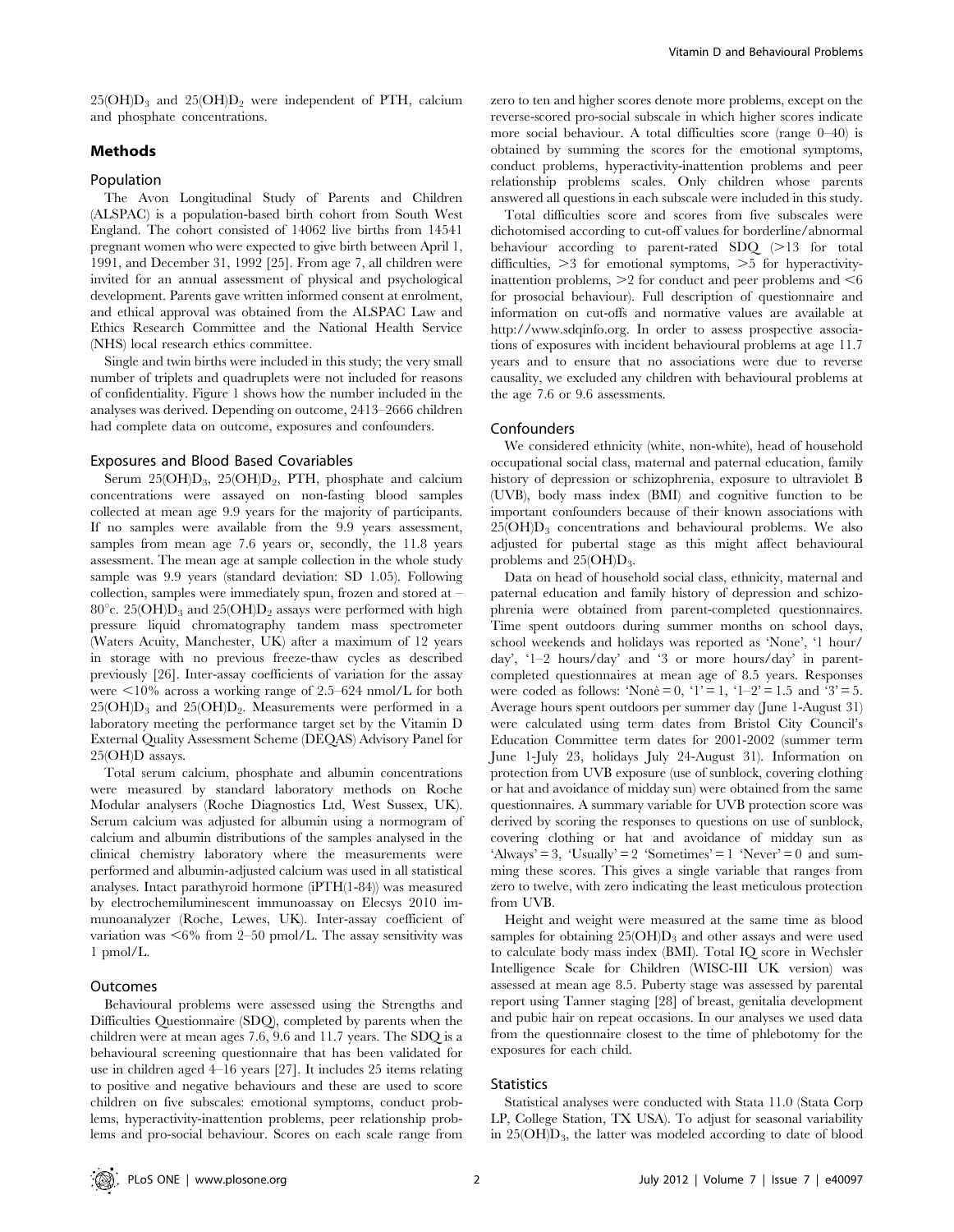$25(OH)D_3$ and $25(OH)D_2$ were independent of PTH, calcium and phosphate concentrations.

## Methods

### Population

The Avon Longitudinal Study of Parents and Children (ALSPAC) is a population-based birth cohort from South West England. The cohort consisted of 14062 live births from 14541 pregnant women who were expected to give birth between April 1, 1991, and December 31, 1992 [25]. From age 7, all children were invited for an annual assessment of physical and psychological development. Parents gave written informed consent at enrolment, and ethical approval was obtained from the ALSPAC Law and Ethics Research Committee and the National Health Service (NHS) local research ethics committee.

Single and twin births were included in this study; the very small number of triplets and quadruplets were not included for reasons of confidentiality. Figure 1 shows how the number included in the analyses was derived. Depending on outcome, 2413–2666 children had complete data on outcome, exposures and confounders.

### Exposures and Blood Based Covariables

Serum $25(OH)D_3$, $25(OH)D_2$, PTH, phosphate and calcium concentrations were assayed on non-fasting blood samples collected at mean age 9.9 years for the majority of participants. If no samples were available from the 9.9 years assessment, samples from mean age 7.6 years or, secondly, the 11.8 years assessment. The mean age at sample collection in the whole study sample was 9.9 years (standard deviation: SD 1.05). Following collection, samples were immediately spun, frozen and stored at $-80^{\circ}$c. $25(OH)D_3$ and $25(OH)D_2$ assays were performed with high pressure liquid chromatography tandem mass spectrometer (Waters Acuity, Manchester, UK) after a maximum of 12 years in storage with no previous freeze-thaw cycles as described previously [26]. Inter-assay coefficients of variation for the assay were $<10\%$ across a working range of 2.5–624 nmol/L for both $25(OH)D_3$ and $25(OH)D_2$. Measurements were performed in a laboratory meeting the performance target set by the Vitamin D External Quality Assessment Scheme (DEQAS) Advisory Panel for 25(OH)D assays.

Total serum calcium, phosphate and albumin concentrations were measured by standard laboratory methods on Roche Modular analysers (Roche Diagnostics Ltd, West Sussex, UK). Serum calcium was adjusted for albumin using a normogram of calcium and albumin distributions of the samples analysed in the clinical chemistry laboratory where the measurements were performed and albumin-adjusted calcium was used in all statistical analyses. Intact parathyroid hormone (iPTH(1-84)) was measured by electrochemiluminescent immunoassay on Elecsys 2010 immunoanalyzer (Roche, Lewes, UK). Inter-assay coefficient of variation was $<6\%$ from 2–50 pmol/L. The assay sensitivity was 1 pmol/L.

### Outcomes

Behavioural problems were assessed using the Strengths and Difficulties Questionnaire (SDQ), completed by parents when the children were at mean ages 7.6, 9.6 and 11.7 years. The SDQ is a behavioural screening questionnaire that has been validated for use in children aged 4–16 years [27]. It includes 25 items relating to positive and negative behaviours and these are used to score children on five subscales: emotional symptoms, conduct problems, hyperactivity-inattention problems, peer relationship problems and pro-social behaviour. Scores on each scale range from zero to ten and higher scores denote more problems, except on the reverse-scored pro-social subscale in which higher scores indicate more social behaviour. A total difficulties score (range 0–40) is obtained by summing the scores for the emotional symptoms, conduct problems, hyperactivity-inattention problems and peer relationship problems scales. Only children whose parents answered all questions in each subscale were included in this study.

Total difficulties score and scores from five subscales were dichotomised according to cut-off values for borderline/abnormal behaviour according to parent-rated SDQ ($>13$ for total difficulties, $>3$ for emotional symptoms, $>5$ for hyperactivity-inattention problems, $>2$ for conduct and peer problems and $<6$ for prosocial behaviour). Full description of questionnaire and information on cut-offs and normative values are available at http://www.sdqinfo.org. In order to assess prospective associations of exposures with incident behavioural problems at age 11.7 years and to ensure that no associations were due to reverse causality, we excluded any children with behavioural problems at the age 7.6 or 9.6 assessments.

### Confounders

We considered ethnicity (white, non-white), head of household occupational social class, maternal and paternal education, family history of depression or schizophrenia, exposure to ultraviolet B (UVB), body mass index (BMI) and cognitive function to be important confounders because of their known associations with $25(OH)D_3$ concentrations and behavioural problems. We also adjusted for pubertal stage as this might affect behavioural problems and $25(OH)D_3$.

Data on head of household social class, ethnicity, maternal and paternal education and family history of depression and schizophrenia were obtained from parent-completed questionnaires. Time spent outdoors during summer months on school days, school weekends and holidays was reported as 'None', '1 hour/day', '1–2 hours/day' and '3 or more hours/day' in parent-completed questionnaires at mean age of 8.5 years. Responses were coded as follows: 'Nonè = 0, '1' = 1, '1–2' = 1.5 and '3' = 5. Average hours spent outdoors per summer day (June 1-August 31) were calculated using term dates from Bristol City Council's Education Committee term dates for 2001-2002 (summer term June 1-July 23, holidays July 24-August 31). Information on protection from UVB exposure (use of sunblock, covering clothing or hat and avoidance of midday sun) were obtained from the same questionnaires. A summary variable for UVB protection score was derived by scoring the responses to questions on use of sunblock, covering clothing or hat and avoidance of midday sun as 'Always' = 3, 'Usually' = 2 'Sometimes' = 1 'Never' = 0 and summing these scores. This gives a single variable that ranges from zero to twelve, with zero indicating the least meticulous protection from UVB.

Height and weight were measured at the same time as blood samples for obtaining $25(OH)D_3$ and other assays and were used to calculate body mass index (BMI). Total IQ score in Wechsler Intelligence Scale for Children (WISC-III UK version) was assessed at mean age 8.5. Puberty stage was assessed by parental report using Tanner staging [28] of breast, genitalia development and pubic hair on repeat occasions. In our analyses we used data from the questionnaire closest to the time of phlebotomy for the exposures for each child.

### Statistics

Statistical analyses were conducted with Stata 11.0 (Stata Corp LP, College Station, TX USA). To adjust for seasonal variability in $25(OH)D_3$, the latter was modeled according to date of blood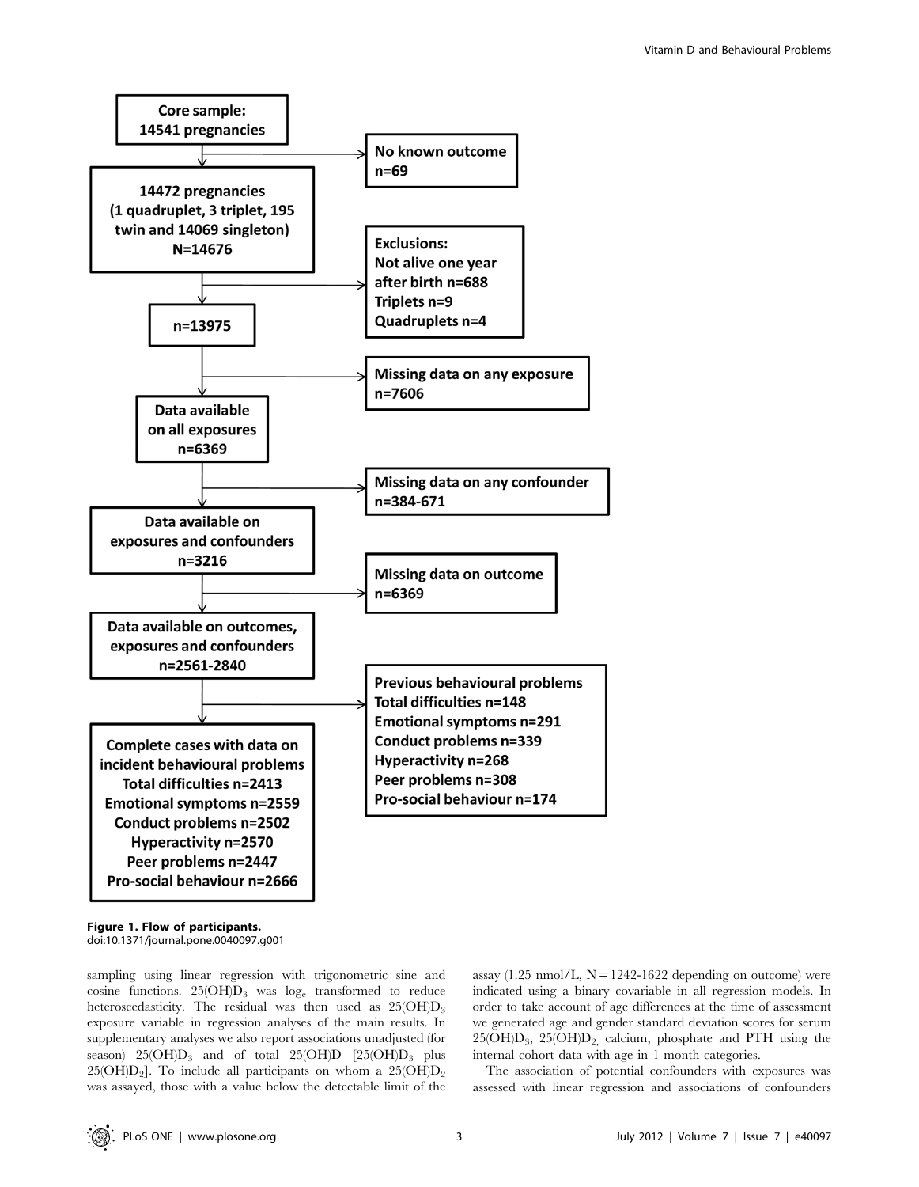Core sample:
14541 pregnancies

No known outcome
n=69

14472 pregnancies
(1 quadruplet, 3 triplet, 195 twin and 14069 singleton)
N=14676

Exclusions:
Not alive one year after birth n=688
Triplets n=9
Quadruplets n=4

n=13975

Missing data on any exposure
n=7606

Data available on all exposures
n=6369

Missing data on any confounder
n=384-671

Data available on exposures and confounders
n=3216

Missing data on outcome
n=6369

Data available on outcomes, exposures and confounders
n=2561-2840

Previous behavioural problems
Total difficulties n=148
Emotional symptoms n=291
Conduct problems n=339
Hyperactivity n=268
Peer problems n=308
Pro-social behaviour n=174

Complete cases with data on incident behavioural problems
Total difficulties n=2413
Emotional symptoms n=2559
Conduct problems n=2502
Hyperactivity n=2570
Peer problems n=2447
Pro-social behaviour n=2666

**Figure 1. Flow of participants.**
doi:10.1371/journal.pone.0040097.g001

sampling using linear regression with trigonometric sine and cosine functions. $25(OH)D_3$ was $\log_e$ transformed to reduce heteroscedasticity. The residual was then used as $25(OH)D_3$ exposure variable in regression analyses of the main results. In supplementary analyses we also report associations unadjusted (for season) $25(OH)D_3$ and of total 25(OH)D [$25(OH)D_3$ plus $25(OH)D_2$]. To include all participants on whom a $25(OH)D_2$ was assayed, those with a value below the detectable limit of the assay (1.25 nmol/L, N = 1242-1622 depending on outcome) were indicated using a binary covariable in all regression models. In order to take account of age differences at the time of assessment we generated age and gender standard deviation scores for serum $25(OH)D_3$, $25(OH)D_2$, calcium, phosphate and PTH using the internal cohort data with age in 1 month categories.

The association of potential confounders with exposures was assessed with linear regression and associations of confounders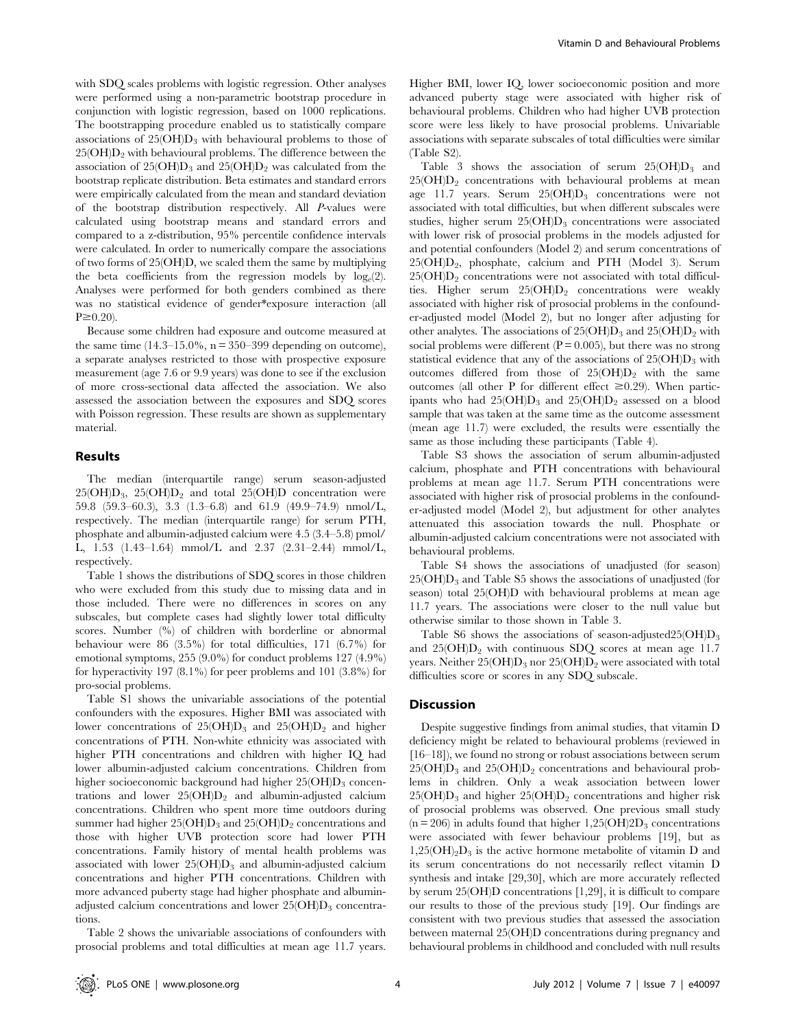with SDQ scales problems with logistic regression. Other analyses were performed using a non-parametric bootstrap procedure in conjunction with logistic regression, based on 1000 replications. The bootstrapping procedure enabled us to statistically compare associations of $25(OH)D_3$ with behavioural problems to those of $25(OH)D_2$ with behavioural problems. The difference between the association of $25(OH)D_3$ and $25(OH)D_2$ was calculated from the bootstrap replicate distribution. Beta estimates and standard errors were empirically calculated from the mean and standard deviation of the bootstrap distribution respectively. All *P*-values were calculated using bootstrap means and standard errors and compared to a z-distribution, 95% percentile confidence intervals were calculated. In order to numerically compare the associations of two forms of 25(OH)D, we scaled them the same by multiplying the beta coefficients from the regression models by $\log_e(2)$. Analyses were performed for both genders combined as there was no statistical evidence of gender*exposure interaction (all $P \geq 0.20$).

Because some children had exposure and outcome measured at the same time (14.3–15.0%, n = 350–399 depending on outcome), a separate analyses restricted to those with prospective exposure measurement (age 7.6 or 9.9 years) was done to see if the exclusion of more cross-sectional data affected the association. We also assessed the association between the exposures and SDQ scores with Poisson regression. These results are shown as supplementary material.

## Results

The median (interquartile range) serum season-adjusted $25(OH)D_3$, $25(OH)D_2$ and total 25(OH)D concentration were 59.8 (59.3–60.3), 3.3 (1.3–6.8) and 61.9 (49.9–74.9) nmol/L, respectively. The median (interquartile range) for serum PTH, phosphate and albumin-adjusted calcium were 4.5 (3.4–5.8) pmol/L, 1.53 (1.43–1.64) mmol/L and 2.37 (2.31–2.44) mmol/L, respectively.

Table 1 shows the distributions of SDQ scores in those children who were excluded from this study due to missing data and in those included. There were no differences in scores on any subscales, but complete cases had slightly lower total difficulty scores. Number (%) of children with borderline or abnormal behaviour were 86 (3.5%) for total difficulties, 171 (6.7%) for emotional symptoms, 255 (9.0%) for conduct problems 127 (4.9%) for hyperactivity 197 (8.1%) for peer problems and 101 (3.8%) for pro-social problems.

Table S1 shows the univariable associations of the potential confounders with the exposures. Higher BMI was associated with lower concentrations of $25(OH)D_3$ and $25(OH)D_2$ and higher concentrations of PTH. Non-white ethnicity was associated with higher PTH concentrations and children with higher IQ had lower albumin-adjusted calcium concentrations. Children from higher socioeconomic background had higher $25(OH)D_3$ concentrations and lower $25(OH)D_2$ and albumin-adjusted calcium concentrations. Children who spent more time outdoors during summer had higher $25(OH)D_3$ and $25(OH)D_2$ concentrations and those with higher UVB protection score had lower PTH concentrations. Family history of mental health problems was associated with lower $25(OH)D_3$ and albumin-adjusted calcium concentrations and higher PTH concentrations. Children with more advanced puberty stage had higher phosphate and albumin-adjusted calcium concentrations and lower $25(OH)D_3$ concentrations.

Table 2 shows the univariable associations of confounders with prosocial problems and total difficulties at mean age 11.7 years. Higher BMI, lower IQ, lower socioeconomic position and more advanced puberty stage were associated with higher risk of behavioural problems. Children who had higher UVB protection score were less likely to have prosocial problems. Univariable associations with separate subscales of total difficulties were similar (Table S2).

Table 3 shows the association of serum $25(OH)D_3$ and $25(OH)D_2$ concentrations with behavioural problems at mean age 11.7 years. Serum $25(OH)D_3$ concentrations were not associated with total difficulties, but when different subscales were studies, higher serum $25(OH)D_3$ concentrations were associated with lower risk of prosocial problems in the models adjusted for and potential confounders (Model 2) and serum concentrations of $25(OH)D_2$, phosphate, calcium and PTH (Model 3). Serum $25(OH)D_2$ concentrations were not associated with total difficulties. Higher serum $25(OH)D_2$ concentrations were weakly associated with higher risk of prosocial problems in the confounder-adjusted model (Model 2), but no longer after adjusting for other analytes. The associations of $25(OH)D_3$ and $25(OH)D_2$ with social problems were different (P = 0.005), but there was no strong statistical evidence that any of the associations of $25(OH)D_3$ with outcomes differed from those of $25(OH)D_2$ with the same outcomes (all other P for different effect $\geq$0.29). When participants who had $25(OH)D_3$ and $25(OH)D_2$ assessed on a blood sample that was taken at the same time as the outcome assessment (mean age 11.7) were excluded, the results were essentially the same as those including these participants (Table 4).

Table S3 shows the association of serum albumin-adjusted calcium, phosphate and PTH concentrations with behavioural problems at mean age 11.7. Serum PTH concentrations were associated with higher risk of prosocial problems in the confounder-adjusted model (Model 2), but adjustment for other analytes attenuated this association towards the null. Phosphate or albumin-adjusted calcium concentrations were not associated with behavioural problems.

Table S4 shows the associations of unadjusted (for season) $25(OH)D_3$ and Table S5 shows the associations of unadjusted (for season) total 25(OH)D with behavioural problems at mean age 11.7 years. The associations were closer to the null value but otherwise similar to those shown in Table 3.

Table S6 shows the associations of season-adjusted$25(OH)D_3$ and $25(OH)D_2$ with continuous SDQ scores at mean age 11.7 years. Neither $25(OH)D_3$ nor $25(OH)D_2$ were associated with total difficulties score or scores in any SDQ subscale.

## Discussion

Despite suggestive findings from animal studies, that vitamin D deficiency might be related to behavioural problems (reviewed in [16–18]), we found no strong or robust associations between serum $25(OH)D_3$ and $25(OH)D_2$ concentrations and behavioural problems in children. Only a weak association between lower $25(OH)D_3$ and higher $25(OH)D_2$ concentrations and higher risk of prosocial problems was observed. One previous small study (n = 206) in adults found that higher $1,25(OH)2D_3$ concentrations were associated with fewer behaviour problems [19], but as $1,25(OH)_2D_3$ is the active hormone metabolite of vitamin D and its serum concentrations do not necessarily reflect vitamin D synthesis and intake [29,30], which are more accurately reflected by serum 25(OH)D concentrations [1,29], it is difficult to compare our results to those of the previous study [19]. Our findings are consistent with two previous studies that assessed the association between maternal 25(OH)D concentrations during pregnancy and behavioural problems in childhood and concluded with null results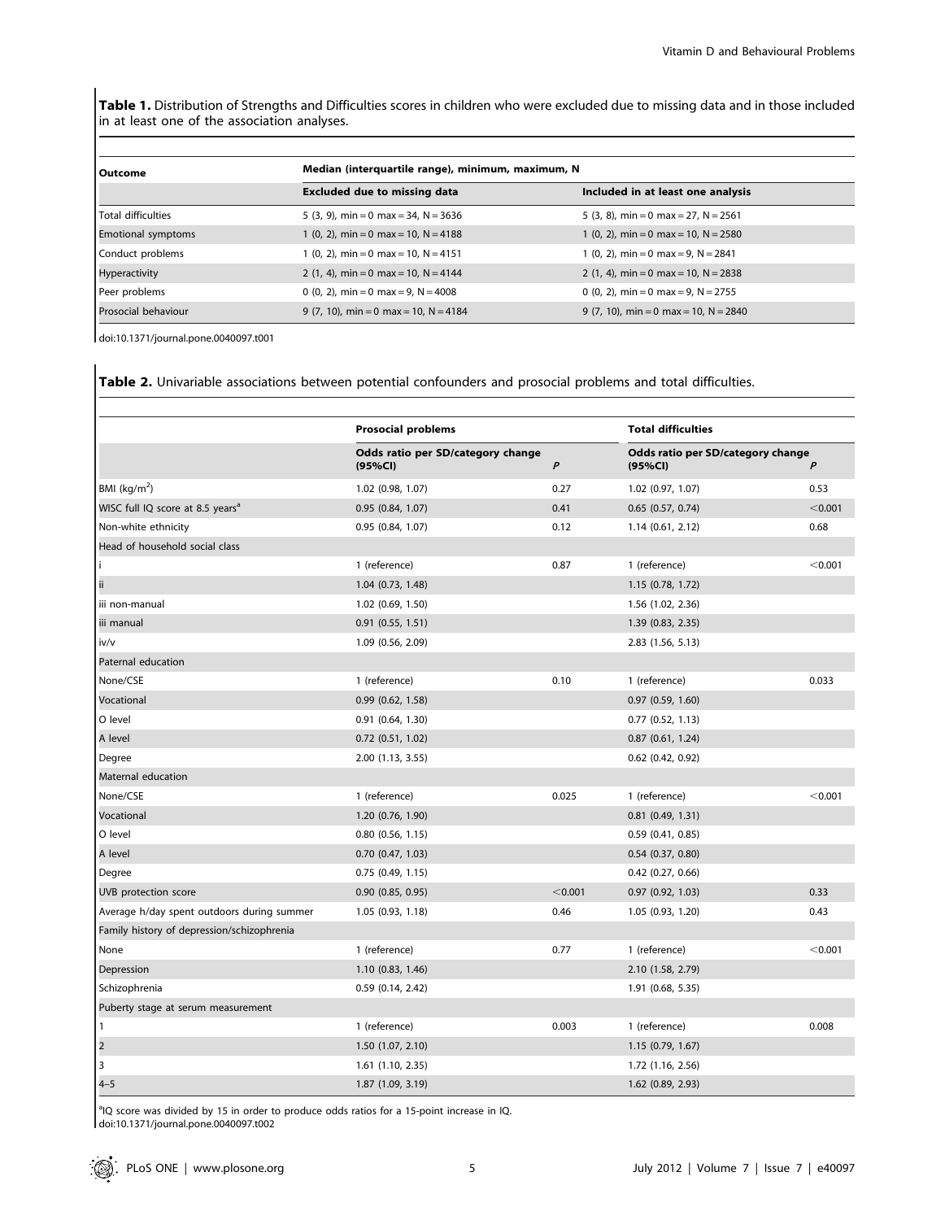**Table 1.** Distribution of Strengths and Difficulties scores in children who were excluded due to missing data and in those included in at least one of the association analyses.

| Outcome | Median (interquartile range), minimum, maximum, N | |
|---|---|---|
| | **Excluded due to missing data** | **Included in at least one analysis** |
| Total difficulties | 5 (3, 9), min = 0 max = 34, N = 3636 | 5 (3, 8), min = 0 max = 27, N = 2561 |
| Emotional symptoms | 1 (0, 2), min = 0 max = 10, N = 4188 | 1 (0, 2), min = 0 max = 10, N = 2580 |
| Conduct problems | 1 (0, 2), min = 0 max = 10, N = 4151 | 1 (0, 2), min = 0 max = 9, N = 2841 |
| Hyperactivity | 2 (1, 4), min = 0 max = 10, N = 4144 | 2 (1, 4), min = 0 max = 10, N = 2838 |
| Peer problems | 0 (0, 2), min = 0 max = 9, N = 4008 | 0 (0, 2), min = 0 max = 9, N = 2755 |
| Prosocial behaviour | 9 (7, 10), min = 0 max = 10, N = 4184 | 9 (7, 10), min = 0 max = 10, N = 2840 |

doi:10.1371/journal.pone.0040097.t001

**Table 2.** Univariable associations between potential confounders and prosocial problems and total difficulties.

| | Prosocial problems | | Total difficulties | |
|---|---|---|---|---|
| | Odds ratio per SD/category change (95%CI) | *P* | Odds ratio per SD/category change (95%CI) | *P* |
| BMI (kg/m$^2$) | 1.02 (0.98, 1.07) | 0.27 | 1.02 (0.97, 1.07) | 0.53 |
| WISC full IQ score at 8.5 years[a] | 0.95 (0.84, 1.07) | 0.41 | 0.65 (0.57, 0.74) | <0.001 |
| Non-white ethnicity | 0.95 (0.84, 1.07) | 0.12 | 1.14 (0.61, 2.12) | 0.68 |
| Head of household social class | | | | |
| i | 1 (reference) | 0.87 | 1 (reference) | <0.001 |
| ii | 1.04 (0.73, 1.48) | | 1.15 (0.78, 1.72) | |
| iii non-manual | 1.02 (0.69, 1.50) | | 1.56 (1.02, 2.36) | |
| iii manual | 0.91 (0.55, 1.51) | | 1.39 (0.83, 2.35) | |
| iv/v | 1.09 (0.56, 2.09) | | 2.83 (1.56, 5.13) | |
| Paternal education | | | | |
| None/CSE | 1 (reference) | 0.10 | 1 (reference) | 0.033 |
| Vocational | 0.99 (0.62, 1.58) | | 0.97 (0.59, 1.60) | |
| O level | 0.91 (0.64, 1.30) | | 0.77 (0.52, 1.13) | |
| A level | 0.72 (0.51, 1.02) | | 0.87 (0.61, 1.24) | |
| Degree | 2.00 (1.13, 3.55) | | 0.62 (0.42, 0.92) | |
| Maternal education | | | | |
| None/CSE | 1 (reference) | 0.025 | 1 (reference) | <0.001 |
| Vocational | 1.20 (0.76, 1.90) | | 0.81 (0.49, 1.31) | |
| O level | 0.80 (0.56, 1.15) | | 0.59 (0.41, 0.85) | |
| A level | 0.70 (0.47, 1.03) | | 0.54 (0.37, 0.80) | |
| Degree | 0.75 (0.49, 1.15) | | 0.42 (0.27, 0.66) | |
| UVB protection score | 0.90 (0.85, 0.95) | <0.001 | 0.97 (0.92, 1.03) | 0.33 |
| Average h/day spent outdoors during summer | 1.05 (0.93, 1.18) | 0.46 | 1.05 (0.93, 1.20) | 0.43 |
| Family history of depression/schizophrenia | | | | |
| None | 1 (reference) | 0.77 | 1 (reference) | <0.001 |
| Depression | 1.10 (0.83, 1.46) | | 2.10 (1.58, 2.79) | |
| Schizophrenia | 0.59 (0.14, 2.42) | | 1.91 (0.68, 5.35) | |
| Puberty stage at serum measurement | | | | |
| 1 | 1 (reference) | 0.003 | 1 (reference) | 0.008 |
| 2 | 1.50 (1.07, 2.10) | | 1.15 (0.79, 1.67) | |
| 3 | 1.61 (1.10, 2.35) | | 1.72 (1.16, 2.56) | |
| 4–5 | 1.87 (1.09, 3.19) | | 1.62 (0.89, 2.93) | |

[a]IQ score was divided by 15 in order to produce odds ratios for a 15-point increase in IQ.
doi:10.1371/journal.pone.0040097.t002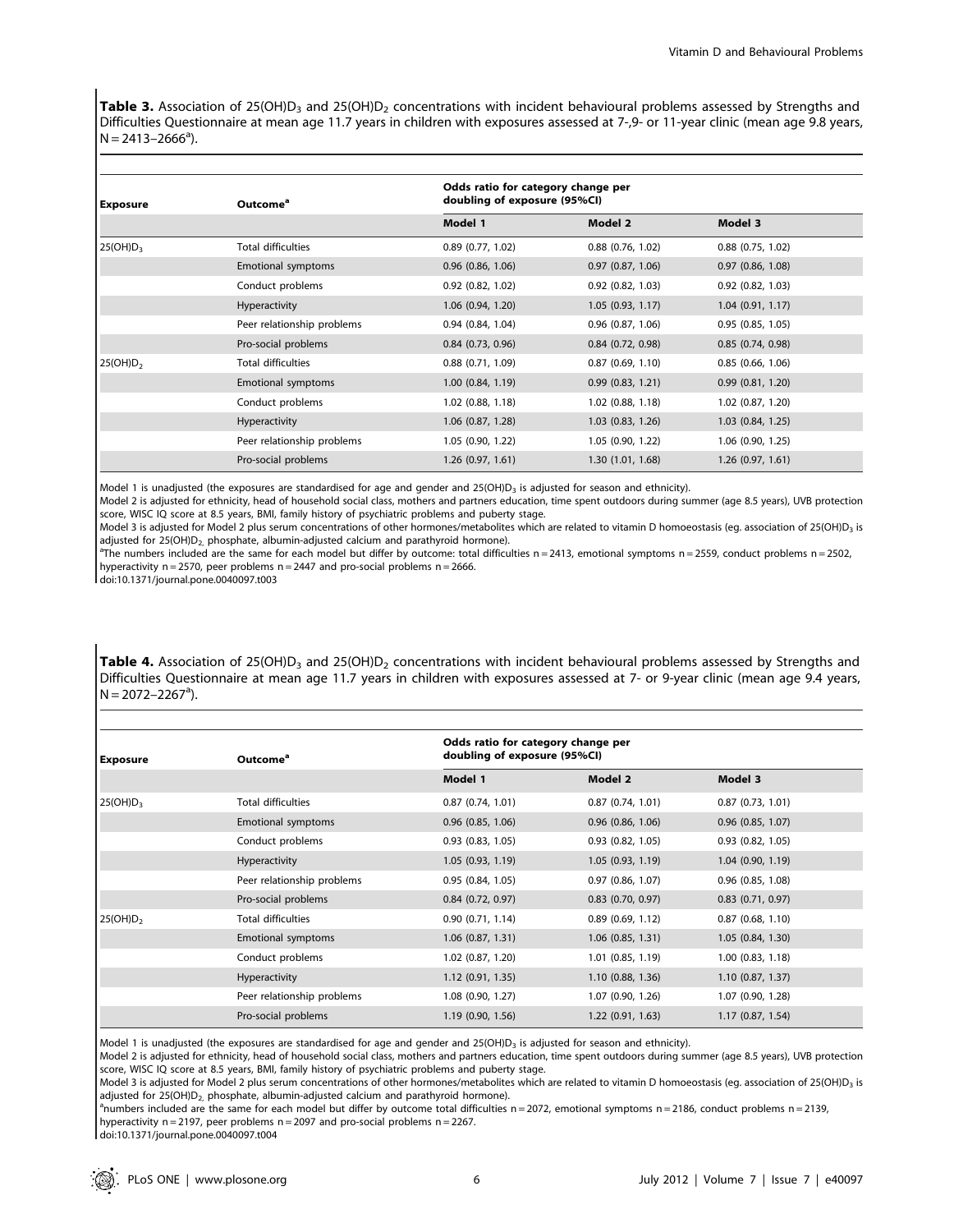**Table 3.** Association of $25(OH)D_3$ and $25(OH)D_2$ concentrations with incident behavioural problems assessed by Strengths and Difficulties Questionnaire at mean age 11.7 years in children with exposures assessed at 7-,9- or 11-year clinic (mean age 9.8 years, N = 2413–2666[a]).

| Exposure | Outcome[a] | Odds ratio for category change per doubling of exposure (95%CI) | | |
|---|---|---|---|---|
| | | Model 1 | Model 2 | Model 3 |
| $25(OH)D_3$ | Total difficulties | 0.89 (0.77, 1.02) | 0.88 (0.76, 1.02) | 0.88 (0.75, 1.02) |
| | Emotional symptoms | 0.96 (0.86, 1.06) | 0.97 (0.87, 1.06) | 0.97 (0.86, 1.08) |
| | Conduct problems | 0.92 (0.82, 1.02) | 0.92 (0.82, 1.03) | 0.92 (0.82, 1.03) |
| | Hyperactivity | 1.06 (0.94, 1.20) | 1.05 (0.93, 1.17) | 1.04 (0.91, 1.17) |
| | Peer relationship problems | 0.94 (0.84, 1.04) | 0.96 (0.87, 1.06) | 0.95 (0.85, 1.05) |
| | Pro-social problems | 0.84 (0.73, 0.96) | 0.84 (0.72, 0.98) | 0.85 (0.74, 0.98) |
| $25(OH)D_2$ | Total difficulties | 0.88 (0.71, 1.09) | 0.87 (0.69, 1.10) | 0.85 (0.66, 1.06) |
| | Emotional symptoms | 1.00 (0.84, 1.19) | 0.99 (0.83, 1.21) | 0.99 (0.81, 1.20) |
| | Conduct problems | 1.02 (0.88, 1.18) | 1.02 (0.88, 1.18) | 1.02 (0.87, 1.20) |
| | Hyperactivity | 1.06 (0.87, 1.28) | 1.03 (0.83, 1.26) | 1.03 (0.84, 1.25) |
| | Peer relationship problems | 1.05 (0.90, 1.22) | 1.05 (0.90, 1.22) | 1.06 (0.90, 1.25) |
| | Pro-social problems | 1.26 (0.97, 1.61) | 1.30 (1.01, 1.68) | 1.26 (0.97, 1.61) |

Model 1 is unadjusted (the exposures are standardised for age and gender and $25(OH)D_3$ is adjusted for season and ethnicity).

Model 2 is adjusted for ethnicity, head of household social class, mothers and partners education, time spent outdoors during summer (age 8.5 years), UVB protection score, WISC IQ score at 8.5 years, BMI, family history of psychiatric problems and puberty stage.

Model 3 is adjusted for Model 2 plus serum concentrations of other hormones/metabolites which are related to vitamin D homoeostasis (eg. association of $25(OH)D_3$ is adjusted for $25(OH)D_2$, phosphate, albumin-adjusted calcium and parathyroid hormone).

[a]The numbers included are the same for each model but differ by outcome: total difficulties n = 2413, emotional symptoms n = 2559, conduct problems n = 2502, hyperactivity n = 2570, peer problems n = 2447 and pro-social problems n = 2666.

doi:10.1371/journal.pone.0040097.t003

**Table 4.** Association of $25(OH)D_3$ and $25(OH)D_2$ concentrations with incident behavioural problems assessed by Strengths and Difficulties Questionnaire at mean age 11.7 years in children with exposures assessed at 7- or 9-year clinic (mean age 9.4 years, N = 2072–2267[a]).

| Exposure | Outcome[a] | Odds ratio for category change per doubling of exposure (95%CI) | | |
|---|---|---|---|---|
| | | Model 1 | Model 2 | Model 3 |
| $25(OH)D_3$ | Total difficulties | 0.87 (0.74, 1.01) | 0.87 (0.74, 1.01) | 0.87 (0.73, 1.01) |
| | Emotional symptoms | 0.96 (0.85, 1.06) | 0.96 (0.86, 1.06) | 0.96 (0.85, 1.07) |
| | Conduct problems | 0.93 (0.83, 1.05) | 0.93 (0.82, 1.05) | 0.93 (0.82, 1.05) |
| | Hyperactivity | 1.05 (0.93, 1.19) | 1.05 (0.93, 1.19) | 1.04 (0.90, 1.19) |
| | Peer relationship problems | 0.95 (0.84, 1.05) | 0.97 (0.86, 1.07) | 0.96 (0.85, 1.08) |
| | Pro-social problems | 0.84 (0.72, 0.97) | 0.83 (0.70, 0.97) | 0.83 (0.71, 0.97) |
| $25(OH)D_2$ | Total difficulties | 0.90 (0.71, 1.14) | 0.89 (0.69, 1.12) | 0.87 (0.68, 1.10) |
| | Emotional symptoms | 1.06 (0.87, 1.31) | 1.06 (0.85, 1.31) | 1.05 (0.84, 1.30) |
| | Conduct problems | 1.02 (0.87, 1.20) | 1.01 (0.85, 1.19) | 1.00 (0.83, 1.18) |
| | Hyperactivity | 1.12 (0.91, 1.35) | 1.10 (0.88, 1.36) | 1.10 (0.87, 1.37) |
| | Peer relationship problems | 1.08 (0.90, 1.27) | 1.07 (0.90, 1.26) | 1.07 (0.90, 1.28) |
| | Pro-social problems | 1.19 (0.90, 1.56) | 1.22 (0.91, 1.63) | 1.17 (0.87, 1.54) |

Model 1 is unadjusted (the exposures are standardised for age and gender and $25(OH)D_3$ is adjusted for season and ethnicity).

Model 2 is adjusted for ethnicity, head of household social class, mothers and partners education, time spent outdoors during summer (age 8.5 years), UVB protection score, WISC IQ score at 8.5 years, BMI, family history of psychiatric problems and puberty stage.

Model 3 is adjusted for Model 2 plus serum concentrations of other hormones/metabolites which are related to vitamin D homoeostasis (eg. association of $25(OH)D_3$ is adjusted for $25(OH)D_2$, phosphate, albumin-adjusted calcium and parathyroid hormone).

[a]numbers included are the same for each model but differ by outcome total difficulties n = 2072, emotional symptoms n = 2186, conduct problems n = 2139, hyperactivity n = 2197, peer problems n = 2097 and pro-social problems n = 2267.

doi:10.1371/journal.pone.0040097.t004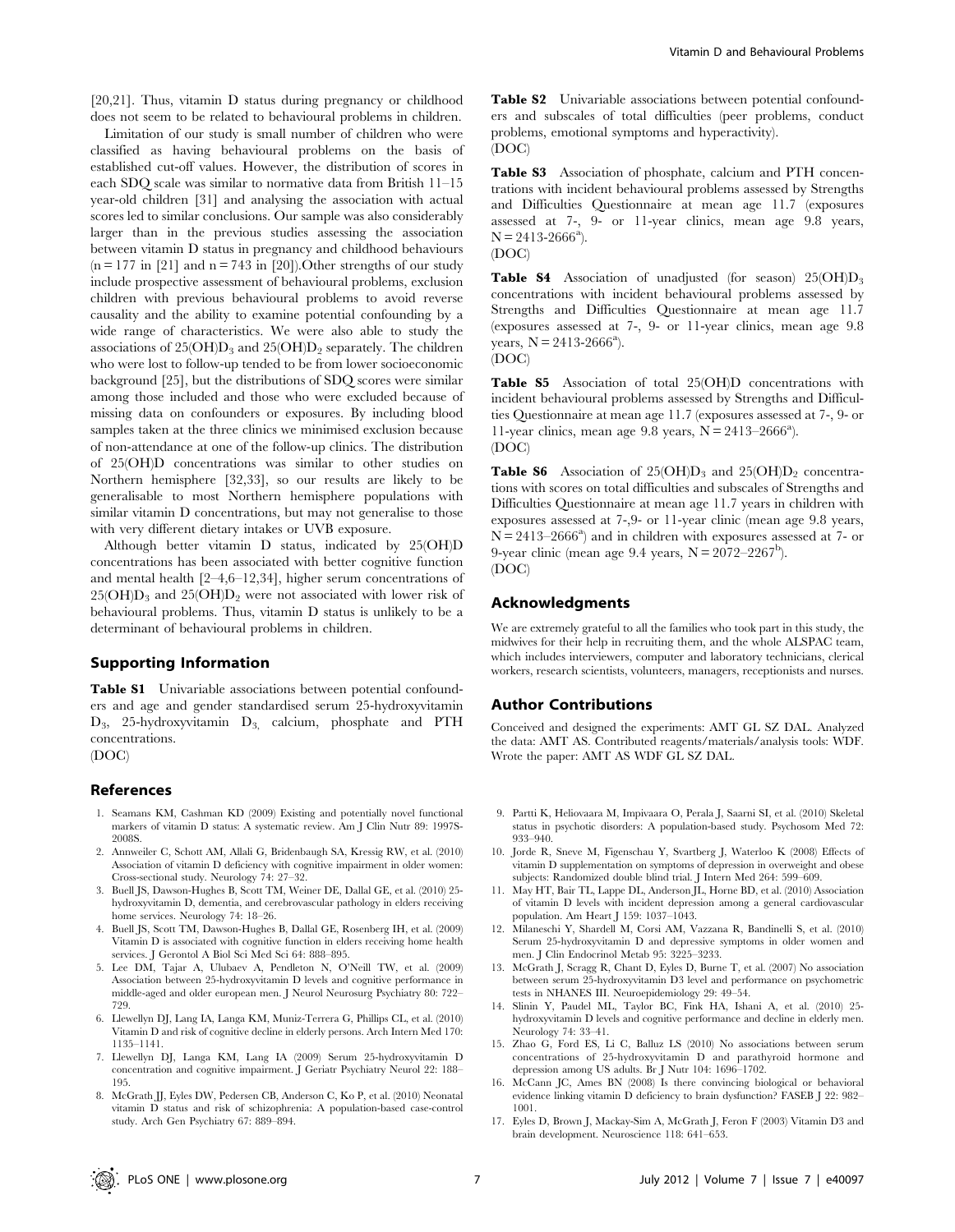[20,21]. Thus, vitamin D status during pregnancy or childhood does not seem to be related to behavioural problems in children.

Limitation of our study is small number of children who were classified as having behavioural problems on the basis of established cut-off values. However, the distribution of scores in each SDQ scale was similar to normative data from British 11–15 year-old children [31] and analysing the association with actual scores led to similar conclusions. Our sample was also considerably larger than in the previous studies assessing the association between vitamin D status in pregnancy and childhood behaviours (n = 177 in [21] and n = 743 in [20]).Other strengths of our study include prospective assessment of behavioural problems, exclusion children with previous behavioural problems to avoid reverse causality and the ability to examine potential confounding by a wide range of characteristics. We were also able to study the associations of $25(OH)D_3$ and $25(OH)D_2$ separately. The children who were lost to follow-up tended to be from lower socioeconomic background [25], but the distributions of SDQ scores were similar among those included and those who were excluded because of missing data on confounders or exposures. By including blood samples taken at the three clinics we minimised exclusion because of non-attendance at one of the follow-up clinics. The distribution of 25(OH)D concentrations was similar to other studies on Northern hemisphere [32,33], so our results are likely to be generalisable to most Northern hemisphere populations with similar vitamin D concentrations, but may not generalise to those with very different dietary intakes or UVB exposure.

Although better vitamin D status, indicated by 25(OH)D concentrations has been associated with better cognitive function and mental health [2–4,6–12,34], higher serum concentrations of $25(OH)D_3$ and $25(OH)D_2$ were not associated with lower risk of behavioural problems. Thus, vitamin D status is unlikely to be a determinant of behavioural problems in children.

## Supporting Information

**Table S1** Univariable associations between potential confounders and age and gender standardised serum 25-hydroxyvitamin $D_3$, 25-hydroxyvitamin $D_3$, calcium, phosphate and PTH concentrations.
(DOC)

**Table S2** Univariable associations between potential confounders and subscales of total difficulties (peer problems, conduct problems, emotional symptoms and hyperactivity).
(DOC)

**Table S3** Association of phosphate, calcium and PTH concentrations with incident behavioural problems assessed by Strengths and Difficulties Questionnaire at mean age 11.7 (exposures assessed at 7-, 9- or 11-year clinics, mean age 9.8 years, N = 2413-2666[a]).
(DOC)

**Table S4** Association of unadjusted (for season) $25(OH)D_3$ concentrations with incident behavioural problems assessed by Strengths and Difficulties Questionnaire at mean age 11.7 (exposures assessed at 7-, 9- or 11-year clinics, mean age 9.8 years, N = 2413-2666[a]).
(DOC)

**Table S5** Association of total 25(OH)D concentrations with incident behavioural problems assessed by Strengths and Difficulties Questionnaire at mean age 11.7 (exposures assessed at 7-, 9- or 11-year clinics, mean age 9.8 years, N = 2413–2666[a]).
(DOC)

**Table S6** Association of $25(OH)D_3$ and $25(OH)D_2$ concentrations with scores on total difficulties and subscales of Strengths and Difficulties Questionnaire at mean age 11.7 years in children with exposures assessed at 7-,9- or 11-year clinic (mean age 9.8 years, N = 2413–2666[a]) and in children with exposures assessed at 7- or 9-year clinic (mean age 9.4 years, N = 2072–2267[b]).
(DOC)

## Acknowledgments

We are extremely grateful to all the families who took part in this study, the midwives for their help in recruiting them, and the whole ALSPAC team, which includes interviewers, computer and laboratory technicians, clerical workers, research scientists, volunteers, managers, receptionists and nurses.

## Author Contributions

Conceived and designed the experiments: AMT GL SZ DAL. Analyzed the data: AMT AS. Contributed reagents/materials/analysis tools: WDF. Wrote the paper: AMT AS WDF GL SZ DAL.

## References

1. Seamans KM, Cashman KD (2009) Existing and potentially novel functional markers of vitamin D status: A systematic review. Am J Clin Nutr 89: 1997S-2008S.
2. Annweiler C, Schott AM, Allali G, Bridenbaugh SA, Kressig RW, et al. (2010) Association of vitamin D deficiency with cognitive impairment in older women: Cross-sectional study. Neurology 74: 27–32.
3. Buell JS, Dawson-Hughes B, Scott TM, Weiner DE, Dallal GE, et al. (2010) 25-hydroxyvitamin D, dementia, and cerebrovascular pathology in elders receiving home services. Neurology 74: 18–26.
4. Buell JS, Scott TM, Dawson-Hughes B, Dallal GE, Rosenberg IH, et al. (2009) Vitamin D is associated with cognitive function in elders receiving home health services. J Gerontol A Biol Sci Med Sci 64: 888–895.
5. Lee DM, Tajar A, Ulubaev A, Pendleton N, O'Neill TW, et al. (2009) Association between 25-hydroxyvitamin D levels and cognitive performance in middle-aged and older european men. J Neurol Neurosurg Psychiatry 80: 722–729.
6. Llewellyn DJ, Lang IA, Langa KM, Muniz-Terrera G, Phillips CL, et al. (2010) Vitamin D and risk of cognitive decline in elderly persons. Arch Intern Med 170: 1135–1141.
7. Llewellyn DJ, Langa KM, Lang IA (2009) Serum 25-hydroxyvitamin D concentration and cognitive impairment. J Geriatr Psychiatry Neurol 22: 188–195.
8. McGrath JJ, Eyles DW, Pedersen CB, Anderson C, Ko P, et al. (2010) Neonatal vitamin D status and risk of schizophrenia: A population-based case-control study. Arch Gen Psychiatry 67: 889–894.
9. Partti K, Heliovaara M, Impivaara O, Perala J, Saarni SI, et al. (2010) Skeletal status in psychotic disorders: A population-based study. Psychosom Med 72: 933–940.
10. Jorde R, Sneve M, Figenschau Y, Svartberg J, Waterloo K (2008) Effects of vitamin D supplementation on symptoms of depression in overweight and obese subjects: Randomized double blind trial. J Intern Med 264: 599–609.
11. May HT, Bair TL, Lappe DL, Anderson JL, Horne BD, et al. (2010) Association of vitamin D levels with incident depression among a general cardiovascular population. Am Heart J 159: 1037–1043.
12. Milaneschi Y, Shardell M, Corsi AM, Vazzana R, Bandinelli S, et al. (2010) Serum 25-hydroxyvitamin D and depressive symptoms in older women and men. J Clin Endocrinol Metab 95: 3225–3233.
13. McGrath J, Scragg R, Chant D, Eyles D, Burne T, et al. (2007) No association between serum 25-hydroxyvitamin D3 level and performance on psychometric tests in NHANES III. Neuroepidemiology 29: 49–54.
14. Slinin Y, Paudel ML, Taylor BC, Fink HA, Ishani A, et al. (2010) 25-hydroxyvitamin D levels and cognitive performance and decline in elderly men. Neurology 74: 33–41.
15. Zhao G, Ford ES, Li C, Balluz LS (2010) No associations between serum concentrations of 25-hydroxyvitamin D and parathyroid hormone and depression among US adults. Br J Nutr 104: 1696–1702.
16. McCann JC, Ames BN (2008) Is there convincing biological or behavioral evidence linking vitamin D deficiency to brain dysfunction? FASEB J 22: 982–1001.
17. Eyles D, Brown J, Mackay-Sim A, McGrath J, Feron F (2003) Vitamin D3 and brain development. Neuroscience 118: 641–653.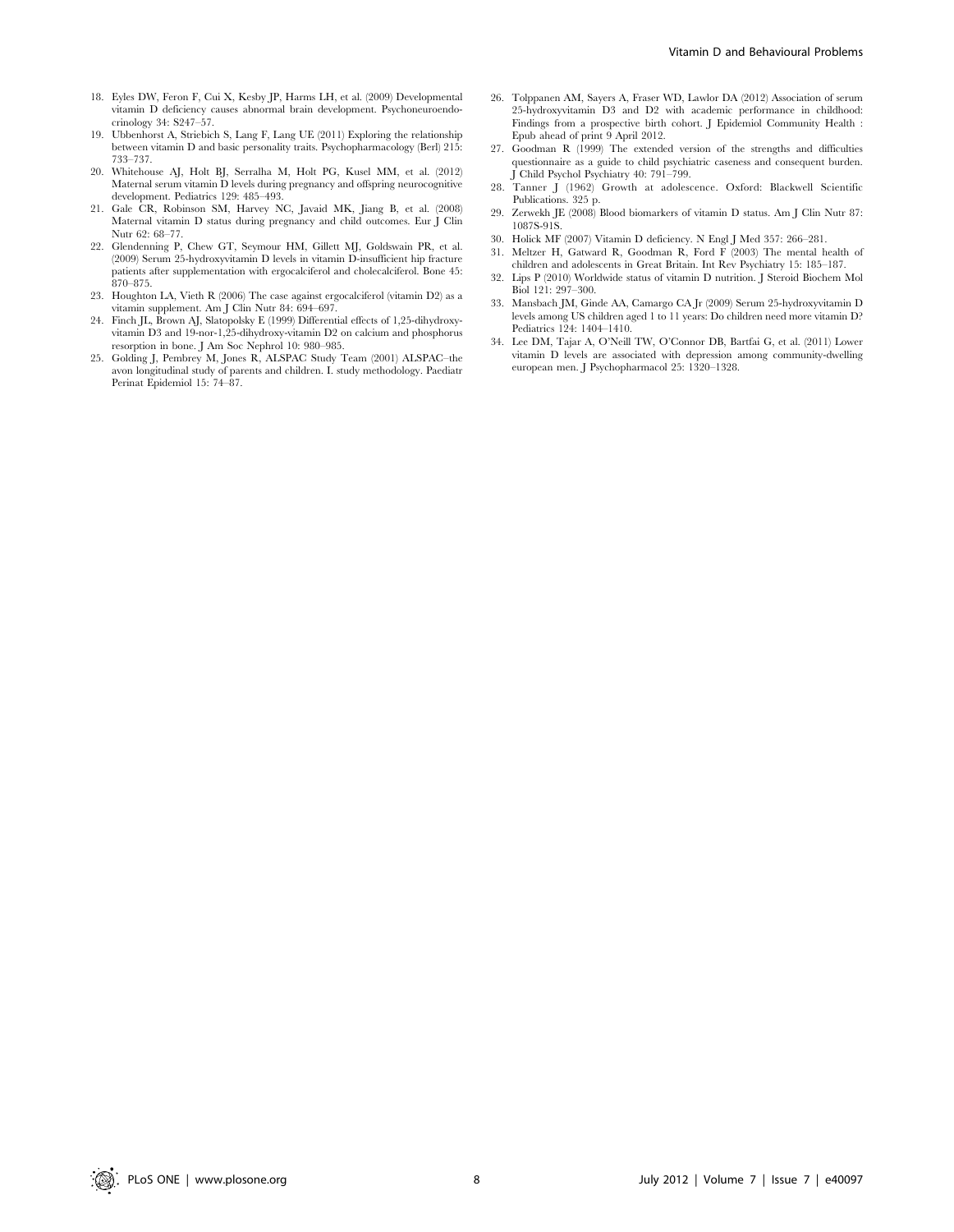18. Eyles DW, Feron F, Cui X, Kesby JP, Harms LH, et al. (2009) Developmental vitamin D deficiency causes abnormal brain development. Psychoneuroendocrinology 34: S247–57.
19. Ubbenhorst A, Striebich S, Lang F, Lang UE (2011) Exploring the relationship between vitamin D and basic personality traits. Psychopharmacology (Berl) 215: 733–737.
20. Whitehouse AJ, Holt BJ, Serralha M, Holt PG, Kusel MM, et al. (2012) Maternal serum vitamin D levels during pregnancy and offspring neurocognitive development. Pediatrics 129: 485–493.
21. Gale CR, Robinson SM, Harvey NC, Javaid MK, Jiang B, et al. (2008) Maternal vitamin D status during pregnancy and child outcomes. Eur J Clin Nutr 62: 68–77.
22. Glendenning P, Chew GT, Seymour HM, Gillett MJ, Goldswain PR, et al. (2009) Serum 25-hydroxyvitamin D levels in vitamin D-insufficient hip fracture patients after supplementation with ergocalciferol and cholecalciferol. Bone 45: 870–875.
23. Houghton LA, Vieth R (2006) The case against ergocalciferol (vitamin D2) as a vitamin supplement. Am J Clin Nutr 84: 694–697.
24. Finch JL, Brown AJ, Slatopolsky E (1999) Differential effects of 1,25-dihydroxy-vitamin D3 and 19-nor-1,25-dihydroxy-vitamin D2 on calcium and phosphorus resorption in bone. J Am Soc Nephrol 10: 980–985.
25. Golding J, Pembrey M, Jones R, ALSPAC Study Team (2001) ALSPAC–the avon longitudinal study of parents and children. I. study methodology. Paediatr Perinat Epidemiol 15: 74–87.
26. Tolppanen AM, Sayers A, Fraser WD, Lawlor DA (2012) Association of serum 25-hydroxyvitamin D3 and D2 with academic performance in childhood: Findings from a prospective birth cohort. J Epidemiol Community Health : Epub ahead of print 9 April 2012.
27. Goodman R (1999) The extended version of the strengths and difficulties questionnaire as a guide to child psychiatric caseness and consequent burden. J Child Psychol Psychiatry 40: 791–799.
28. Tanner J (1962) Growth at adolescence. Oxford: Blackwell Scientific Publications. 325 p.
29. Zerwekh JE (2008) Blood biomarkers of vitamin D status. Am J Clin Nutr 87: 1087S-91S.
30. Holick MF (2007) Vitamin D deficiency. N Engl J Med 357: 266–281.
31. Meltzer H, Gatward R, Goodman R, Ford F (2003) The mental health of children and adolescents in Great Britain. Int Rev Psychiatry 15: 185–187.
32. Lips P (2010) Worldwide status of vitamin D nutrition. J Steroid Biochem Mol Biol 121: 297–300.
33. Mansbach JM, Ginde AA, Camargo CA Jr (2009) Serum 25-hydroxyvitamin D levels among US children aged 1 to 11 years: Do children need more vitamin D? Pediatrics 124: 1404–1410.
34. Lee DM, Tajar A, O'Neill TW, O'Connor DB, Bartfai G, et al. (2011) Lower vitamin D levels are associated with depression among community-dwelling european men. J Psychopharmacol 25: 1320–1328.